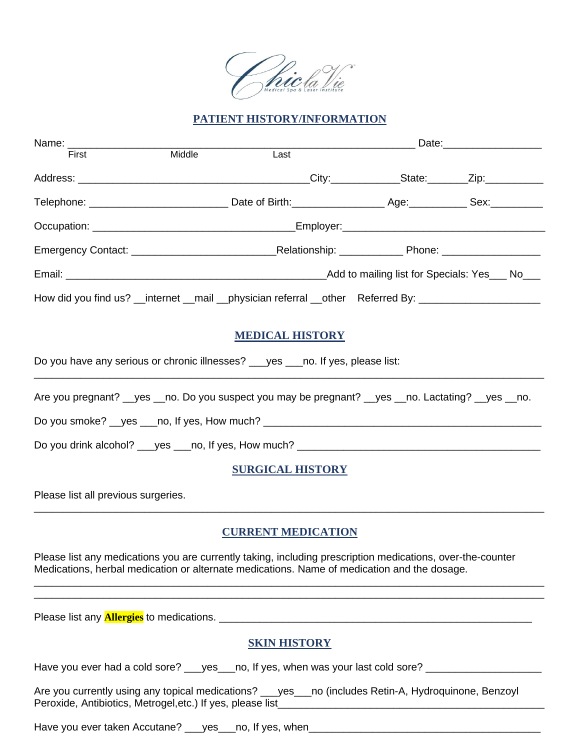Chic la Vie
Medical Spa & Laser Institute

## PATIENT HISTORY/INFORMATION

Name: ____________________________________________________________ Date:_________________
First Middle Last

Address: ________________________________________City:____________State:_______Zip:__________

Telephone: ________________________ Date of Birth:________________ Age:__________ Sex:_________

Occupation: ___________________________________Employer:___________________________________

Emergency Contact: _________________________Relationship: ___________ Phone: _________________

Email: _____________________________________________Add to mailing list for Specials: Yes___ No___

How did you find us? __internet __mail __physician referral __other Referred By: _____________________

## MEDICAL HISTORY

Do you have any serious or chronic illnesses? ___yes ___no. If yes, please list:
_______________________________________________________________________________________

Are you pregnant? __yes __no. Do you suspect you may be pregnant? __yes __no. Lactating? __yes __no.

Do you smoke? __yes ___no, If yes, How much? _______________________________________________

Do you drink alcohol? ___yes ___no, If yes, How much? __________________________________________

## SURGICAL HISTORY

Please list all previous surgeries.
_______________________________________________________________________________________

## CURRENT MEDICATION

Please list any medications you are currently taking, including prescription medications, over-the-counter Medications, herbal medication or alternate medications. Name of medication and the dosage.
_______________________________________________________________________________________
_______________________________________________________________________________________

Please list any **Allergies** to medications. _______________________________________________________

## SKIN HISTORY

Have you ever had a cold sore? ___yes___no, If yes, when was your last cold sore? ____________________

Are you currently using any topical medications? ___yes___no (includes Retin-A, Hydroquinone, Benzoyl Peroxide, Antibiotics, Metrogel,etc.) If yes, please list_______________________________________________

Have you ever taken Accutane? ___yes___no, If yes, when_________________________________________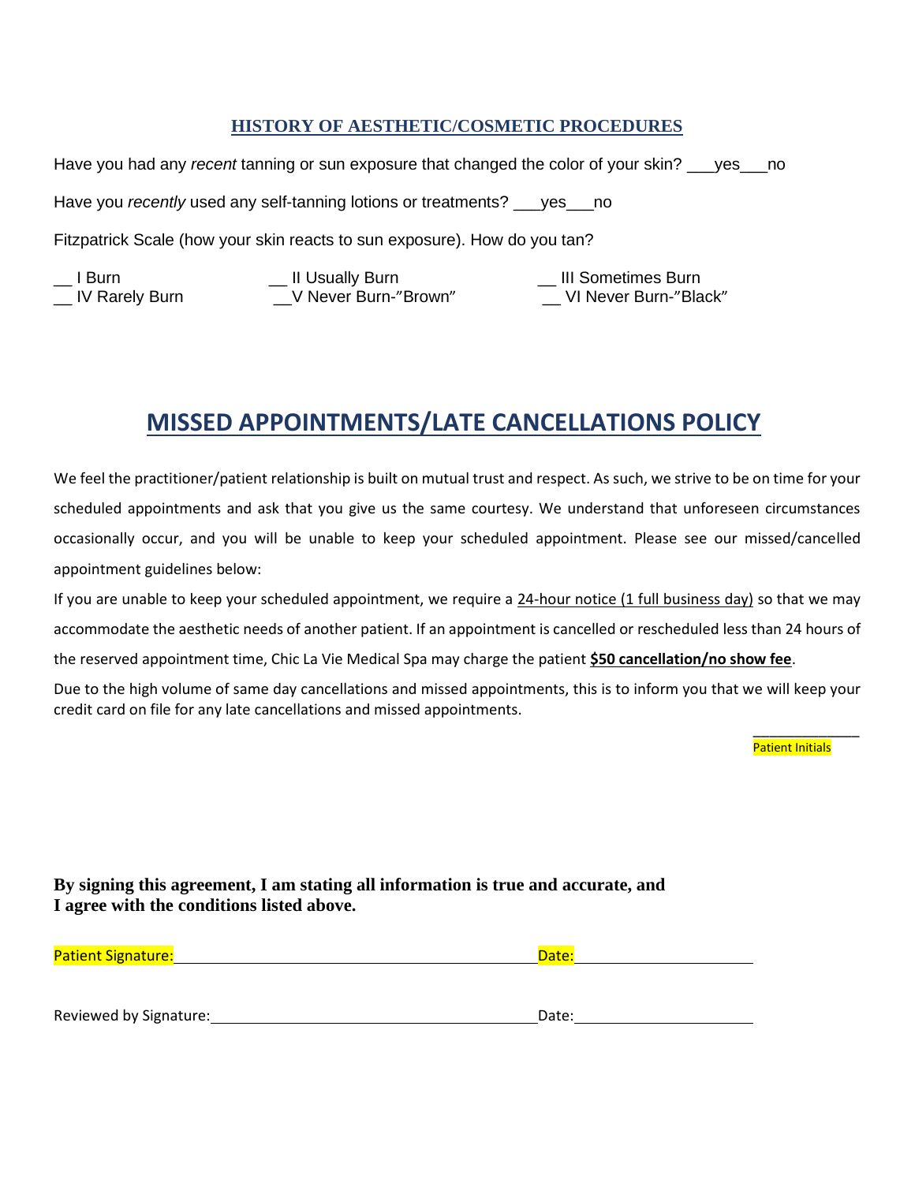## HISTORY OF AESTHETIC/COSMETIC PROCEDURES

Have you had any *recent* tanning or sun exposure that changed the color of your skin? ___yes___no

Have you *recently* used any self-tanning lotions or treatments? ___yes___no

Fitzpatrick Scale (how your skin reacts to sun exposure). How do you tan?

__ I Burn __ II Usually Burn __ III Sometimes Burn
__ IV Rarely Burn __V Never Burn-"Brown" __ VI Never Burn-"Black"

# MISSED APPOINTMENTS/LATE CANCELLATIONS POLICY

We feel the practitioner/patient relationship is built on mutual trust and respect. As such, we strive to be on time for your scheduled appointments and ask that you give us the same courtesy. We understand that unforeseen circumstances occasionally occur, and you will be unable to keep your scheduled appointment. Please see our missed/cancelled appointment guidelines below:

If you are unable to keep your scheduled appointment, we require a 24-hour notice (1 full business day) so that we may accommodate the aesthetic needs of another patient. If an appointment is cancelled or rescheduled less than 24 hours of the reserved appointment time, Chic La Vie Medical Spa may charge the patient **$50 cancellation/no show fee**.

Due to the high volume of same day cancellations and missed appointments, this is to inform you that we will keep your credit card on file for any late cancellations and missed appointments.

_____________
Patient Initials

**By signing this agreement, I am stating all information is true and accurate, and I agree with the conditions listed above.**

Patient Signature:_______________________________________ Date:____________________

Reviewed by Signature:___________________________________ Date:____________________